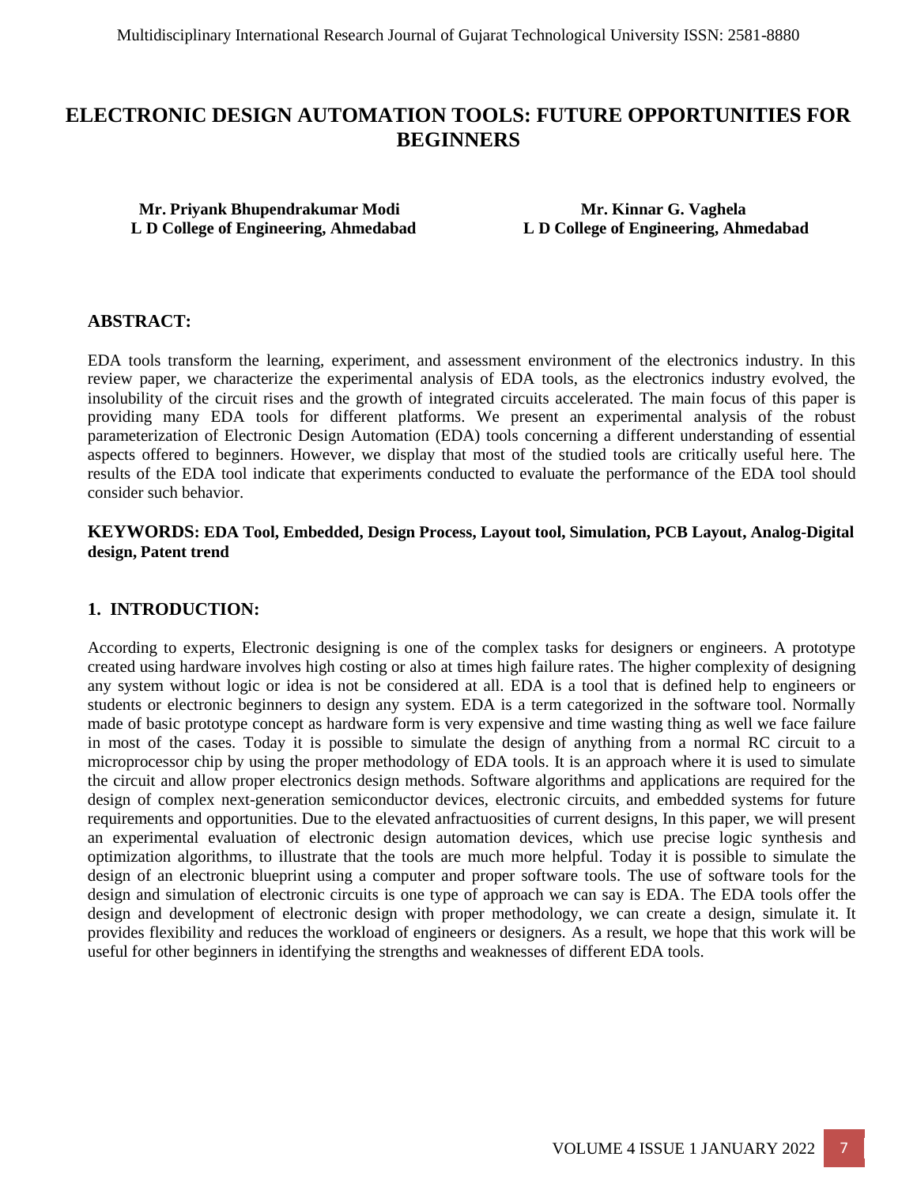# ELECTRONIC DESIGN AUTOMATION TOOLS: FUTURE OPPORTUNITIES FOR BEGINNERS

**Mr. Priyank Bhupendrakumar Modi**
**L D College of Engineering, Ahmedabad**

**Mr. Kinnar G. Vaghela**
**L D College of Engineering, Ahmedabad**

## ABSTRACT:

EDA tools transform the learning, experiment, and assessment environment of the electronics industry. In this review paper, we characterize the experimental analysis of EDA tools, as the electronics industry evolved, the insolubility of the circuit rises and the growth of integrated circuits accelerated. The main focus of this paper is providing many EDA tools for different platforms. We present an experimental analysis of the robust parameterization of Electronic Design Automation (EDA) tools concerning a different understanding of essential aspects offered to beginners. However, we display that most of the studied tools are critically useful here. The results of the EDA tool indicate that experiments conducted to evaluate the performance of the EDA tool should consider such behavior.

**KEYWORDS: EDA Tool, Embedded, Design Process, Layout tool, Simulation, PCB Layout, Analog-Digital design, Patent trend**

## 1. INTRODUCTION:

According to experts, Electronic designing is one of the complex tasks for designers or engineers. A prototype created using hardware involves high costing or also at times high failure rates. The higher complexity of designing any system without logic or idea is not be considered at all. EDA is a tool that is defined help to engineers or students or electronic beginners to design any system. EDA is a term categorized in the software tool. Normally made of basic prototype concept as hardware form is very expensive and time wasting thing as well we face failure in most of the cases. Today it is possible to simulate the design of anything from a normal RC circuit to a microprocessor chip by using the proper methodology of EDA tools. It is an approach where it is used to simulate the circuit and allow proper electronics design methods. Software algorithms and applications are required for the design of complex next-generation semiconductor devices, electronic circuits, and embedded systems for future requirements and opportunities. Due to the elevated anfractuosities of current designs, In this paper, we will present an experimental evaluation of electronic design automation devices, which use precise logic synthesis and optimization algorithms, to illustrate that the tools are much more helpful. Today it is possible to simulate the design of an electronic blueprint using a computer and proper software tools. The use of software tools for the design and simulation of electronic circuits is one type of approach we can say is EDA. The EDA tools offer the design and development of electronic design with proper methodology, we can create a design, simulate it. It provides flexibility and reduces the workload of engineers or designers. As a result, we hope that this work will be useful for other beginners in identifying the strengths and weaknesses of different EDA tools.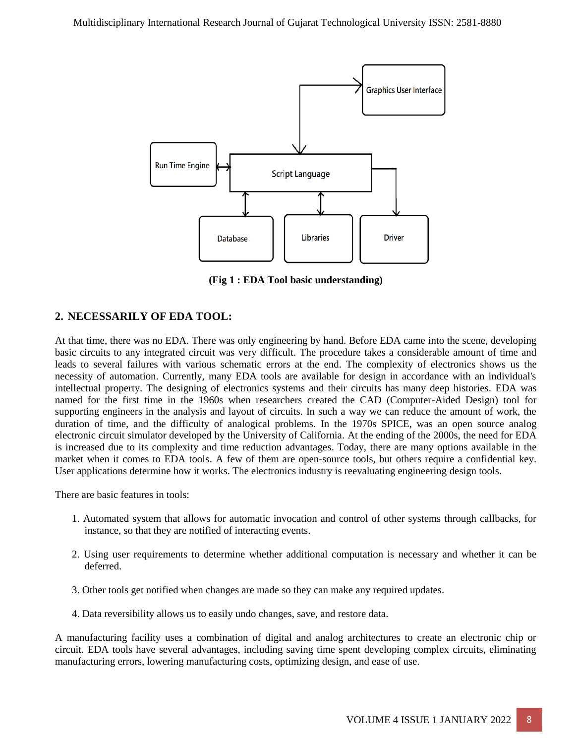(Fig 1 : EDA Tool basic understanding)

## 2. NECESSARILY OF EDA TOOL:

At that time, there was no EDA. There was only engineering by hand. Before EDA came into the scene, developing basic circuits to any integrated circuit was very difficult. The procedure takes a considerable amount of time and leads to several failures with various schematic errors at the end. The complexity of electronics shows us the necessity of automation. Currently, many EDA tools are available for design in accordance with an individual's intellectual property. The designing of electronics systems and their circuits has many deep histories. EDA was named for the first time in the 1960s when researchers created the CAD (Computer-Aided Design) tool for supporting engineers in the analysis and layout of circuits. In such a way we can reduce the amount of work, the duration of time, and the difficulty of analogical problems. In the 1970s SPICE, was an open source analog electronic circuit simulator developed by the University of California. At the ending of the 2000s, the need for EDA is increased due to its complexity and time reduction advantages. Today, there are many options available in the market when it comes to EDA tools. A few of them are open-source tools, but others require a confidential key. User applications determine how it works. The electronics industry is reevaluating engineering design tools.

There are basic features in tools:

1. Automated system that allows for automatic invocation and control of other systems through callbacks, for instance, so that they are notified of interacting events.

2. Using user requirements to determine whether additional computation is necessary and whether it can be deferred.

3. Other tools get notified when changes are made so they can make any required updates.

4. Data reversibility allows us to easily undo changes, save, and restore data.

A manufacturing facility uses a combination of digital and analog architectures to create an electronic chip or circuit. EDA tools have several advantages, including saving time spent developing complex circuits, eliminating manufacturing errors, lowering manufacturing costs, optimizing design, and ease of use.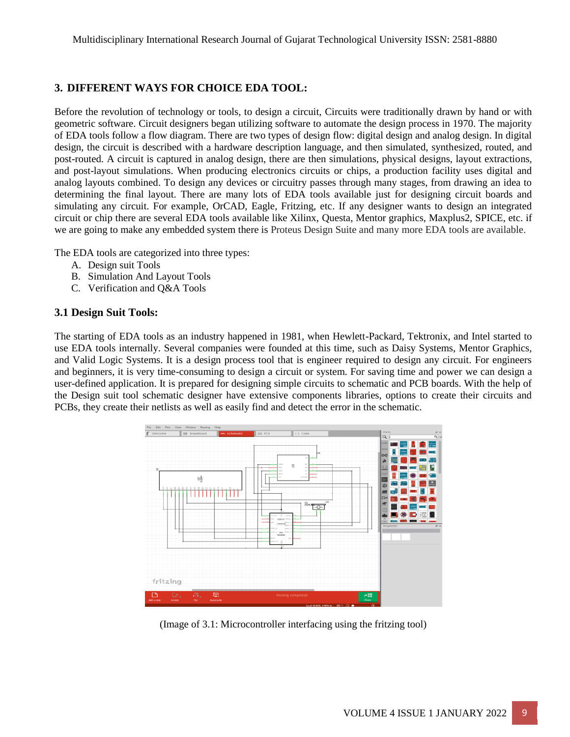## 3. DIFFERENT WAYS FOR CHOICE EDA TOOL:

Before the revolution of technology or tools, to design a circuit, Circuits were traditionally drawn by hand or with geometric software. Circuit designers began utilizing software to automate the design process in 1970. The majority of EDA tools follow a flow diagram. There are two types of design flow: digital design and analog design. In digital design, the circuit is described with a hardware description language, and then simulated, synthesized, routed, and post-routed. A circuit is captured in analog design, there are then simulations, physical designs, layout extractions, and post-layout simulations. When producing electronics circuits or chips, a production facility uses digital and analog layouts combined. To design any devices or circuitry passes through many stages, from drawing an idea to determining the final layout. There are many lots of EDA tools available just for designing circuit boards and simulating any circuit. For example, OrCAD, Eagle, Fritzing, etc. If any designer wants to design an integrated circuit or chip there are several EDA tools available like Xilinx, Questa, Mentor graphics, Maxplus2, SPICE, etc. if we are going to make any embedded system there is Proteus Design Suite and many more EDA tools are available.

The EDA tools are categorized into three types:

A. Design suit Tools
B. Simulation And Layout Tools
C. Verification and Q&A Tools

### 3.1 Design Suit Tools:

The starting of EDA tools as an industry happened in 1981, when Hewlett-Packard, Tektronix, and Intel started to use EDA tools internally. Several companies were founded at this time, such as Daisy Systems, Mentor Graphics, and Valid Logic Systems. It is a design process tool that is engineer required to design any circuit. For engineers and beginners, it is very time-consuming to design a circuit or system. For saving time and power we can design a user-defined application. It is prepared for designing simple circuits to schematic and PCB boards. With the help of the Design suit tool schematic designer have extensive components libraries, options to create their circuits and PCBs, they create their netlists as well as easily find and detect the error in the schematic.

(Image of 3.1: Microcontroller interfacing using the fritzing tool)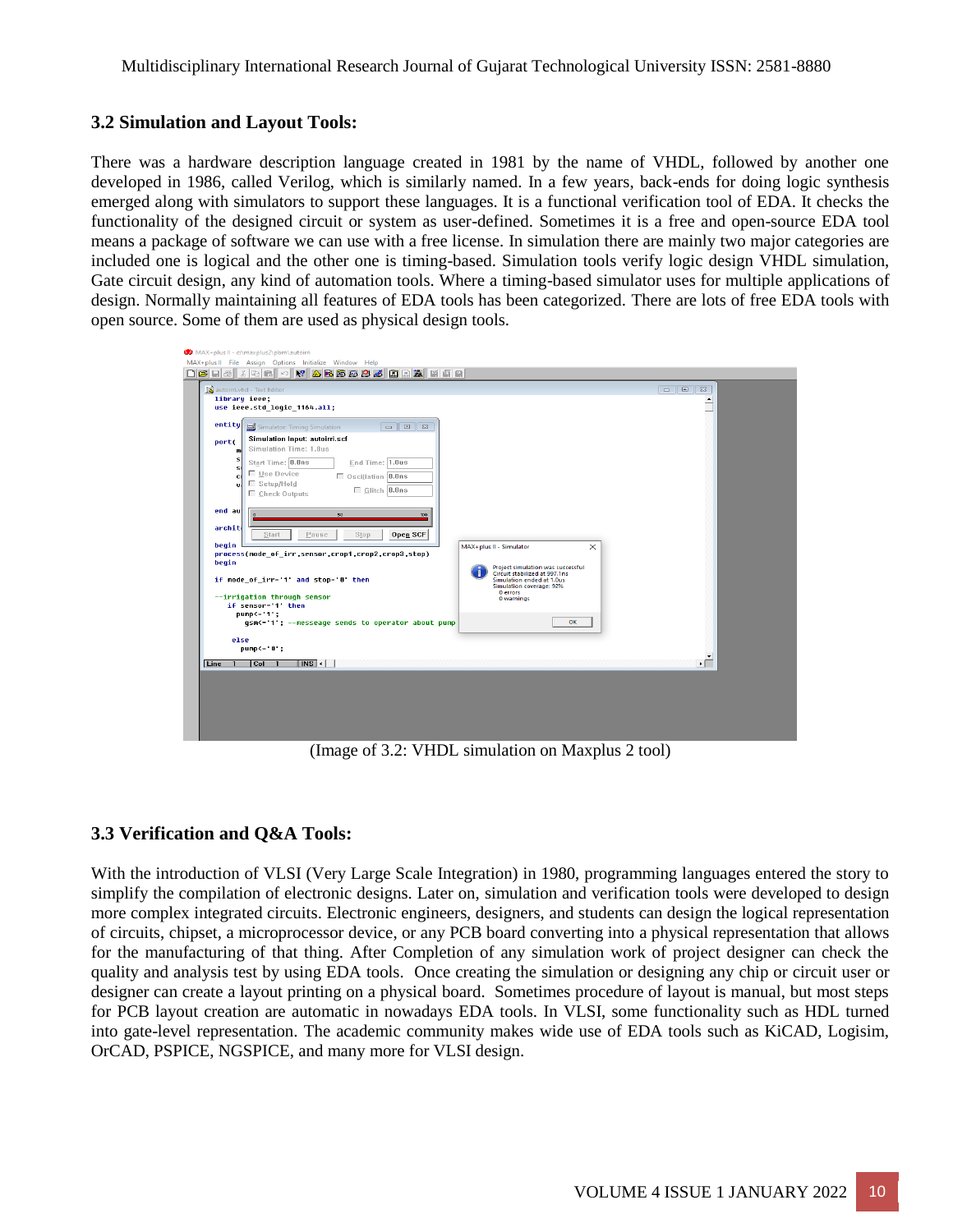### 3.2 Simulation and Layout Tools:

There was a hardware description language created in 1981 by the name of VHDL, followed by another one developed in 1986, called Verilog, which is similarly named. In a few years, back-ends for doing logic synthesis emerged along with simulators to support these languages. It is a functional verification tool of EDA. It checks the functionality of the designed circuit or system as user-defined. Sometimes it is a free and open-source EDA tool means a package of software we can use with a free license. In simulation there are mainly two major categories are included one is logical and the other one is timing-based. Simulation tools verify logic design VHDL simulation, Gate circuit design, any kind of automation tools. Where a timing-based simulator uses for multiple applications of design. Normally maintaining all features of EDA tools has been categorized. There are lots of free EDA tools with open source. Some of them are used as physical design tools.

(Image of 3.2: VHDL simulation on Maxplus 2 tool)

### 3.3 Verification and Q&A Tools:

With the introduction of VLSI (Very Large Scale Integration) in 1980, programming languages entered the story to simplify the compilation of electronic designs. Later on, simulation and verification tools were developed to design more complex integrated circuits. Electronic engineers, designers, and students can design the logical representation of circuits, chipset, a microprocessor device, or any PCB board converting into a physical representation that allows for the manufacturing of that thing. After Completion of any simulation work of project designer can check the quality and analysis test by using EDA tools. Once creating the simulation or designing any chip or circuit user or designer can create a layout printing on a physical board. Sometimes procedure of layout is manual, but most steps for PCB layout creation are automatic in nowadays EDA tools. In VLSI, some functionality such as HDL turned into gate-level representation. The academic community makes wide use of EDA tools such as KiCAD, Logisim, OrCAD, PSPICE, NGSPICE, and many more for VLSI design.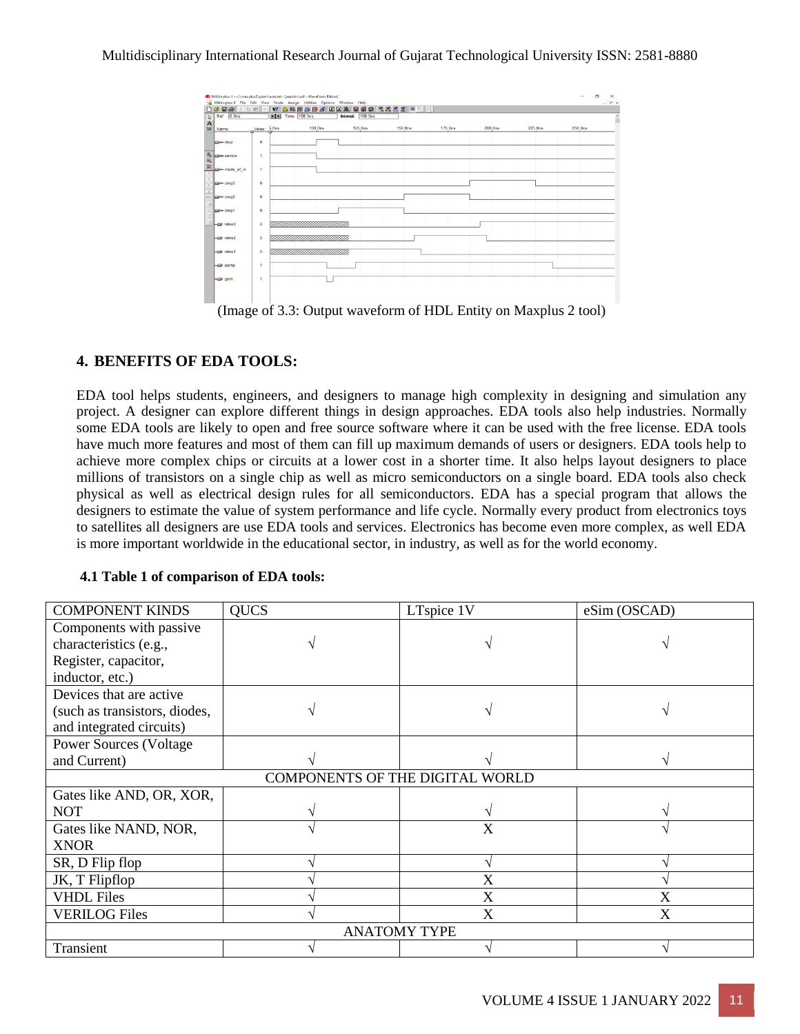(Image of 3.3: Output waveform of HDL Entity on Maxplus 2 tool)

## 4. BENEFITS OF EDA TOOLS:

EDA tool helps students, engineers, and designers to manage high complexity in designing and simulation any project. A designer can explore different things in design approaches. EDA tools also help industries. Normally some EDA tools are likely to open and free source software where it can be used with the free license. EDA tools have much more features and most of them can fill up maximum demands of users or designers. EDA tools help to achieve more complex chips or circuits at a lower cost in a shorter time. It also helps layout designers to place millions of transistors on a single chip as well as micro semiconductors on a single board. EDA tools also check physical as well as electrical design rules for all semiconductors. EDA has a special program that allows the designers to estimate the value of system performance and life cycle. Normally every product from electronics toys to satellites all designers are use EDA tools and services. Electronics has become even more complex, as well EDA is more important worldwide in the educational sector, in industry, as well as for the world economy.

### 4.1 Table 1 of comparison of EDA tools:

| COMPONENT KINDS | QUCS | LTspice 1V | eSim (OSCAD) |
|---|---|---|---|
| Components with passive characteristics (e.g., Register, capacitor, inductor, etc.) | √ | √ | √ |
| Devices that are active (such as transistors, diodes, and integrated circuits) | √ | √ | √ |
| Power Sources (Voltage and Current) | √ | √ | √ |
| COMPONENTS OF THE DIGITAL WORLD | | | |
| Gates like AND, OR, XOR, NOT | √ | √ | √ |
| Gates like NAND, NOR, XNOR | √ | X | √ |
| SR, D Flip flop | √ | √ | √ |
| JK, T Flipflop | √ | X | √ |
| VHDL Files | √ | X | X |
| VERILOG Files | √ | X | X |
| ANATOMY TYPE | | | |
| Transient | √ | √ | √ |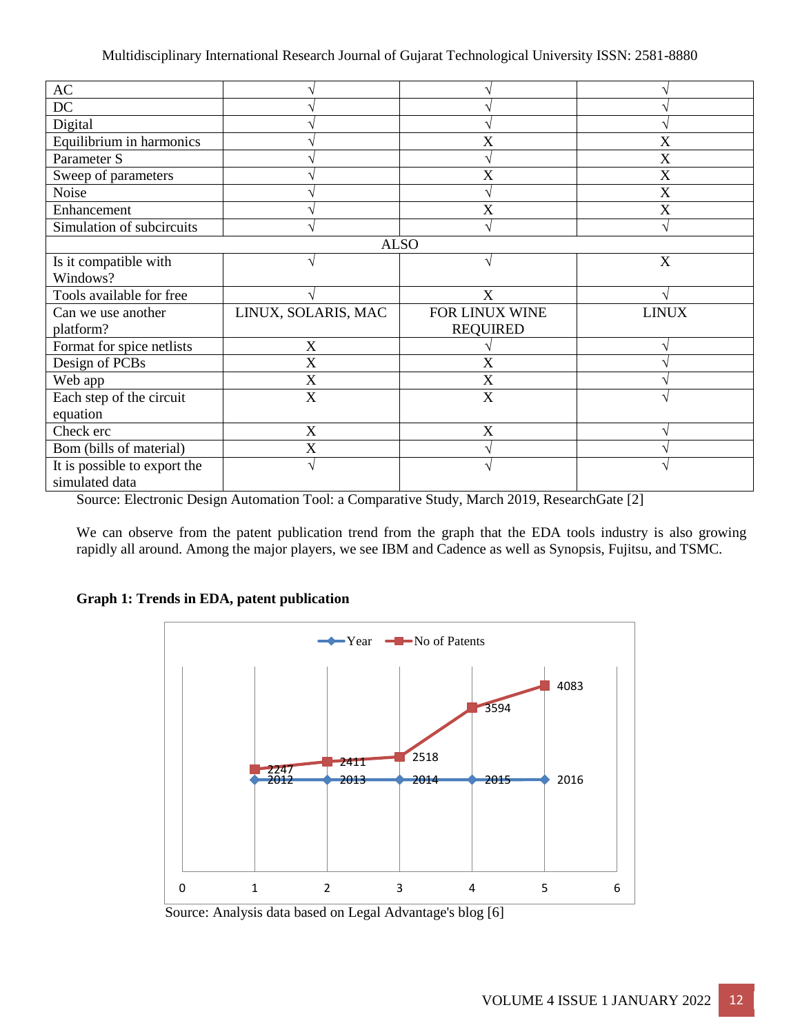| | | | |
|---|---|---|---|
| AC | √ | √ | √ |
| DC | √ | √ | √ |
| Digital | √ | √ | √ |
| Equilibrium in harmonics | √ | X | X |
| Parameter S | √ | √ | X |
| Sweep of parameters | √ | X | X |
| Noise | √ | √ | X |
| Enhancement | √ | X | X |
| Simulation of subcircuits | √ | √ | √ |
| ALSO | | | |
| Is it compatible with Windows? | √ | √ | X |
| Tools available for free | √ | X | √ |
| Can we use another platform? | LINUX, SOLARIS, MAC | FOR LINUX WINE REQUIRED | LINUX |
| Format for spice netlists | X | √ | √ |
| Design of PCBs | X | X | √ |
| Web app | X | X | √ |
| Each step of the circuit equation | X | X | √ |
| Check erc | X | X | √ |
| Bom (bills of material) | X | √ | √ |
| It is possible to export the simulated data | √ | √ | √ |

Source: Electronic Design Automation Tool: a Comparative Study, March 2019, ResearchGate [2]

We can observe from the patent publication trend from the graph that the EDA tools industry is also growing rapidly all around. Among the major players, we see IBM and Cadence as well as Synopsis, Fujitsu, and TSMC.

**Graph 1: Trends in EDA, patent publication**

| Year | No of Patents |
|---|---|
| 2012 | 2247 |
| 2013 | 2411 |
| 2014 | 2518 |
| 2015 | 3594 |
| 2016 | 4083 |

Source: Analysis data based on Legal Advantage's blog [6]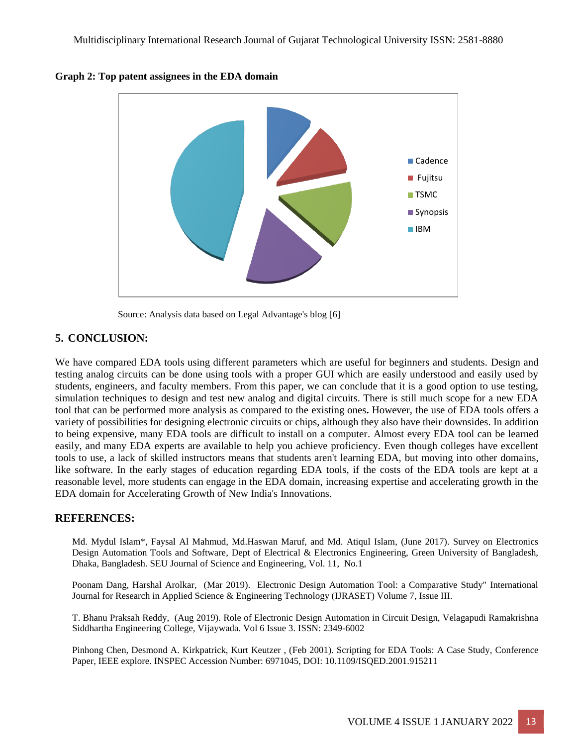**Graph 2: Top patent assignees in the EDA domain**

Cadence
Fujitsu
TSMC
Synopsis
IBM

Source: Analysis data based on Legal Advantage's blog [6]

## 5. CONCLUSION:

We have compared EDA tools using different parameters which are useful for beginners and students. Design and testing analog circuits can be done using tools with a proper GUI which are easily understood and easily used by students, engineers, and faculty members. From this paper, we can conclude that it is a good option to use testing, simulation techniques to design and test new analog and digital circuits. There is still much scope for a new EDA tool that can be performed more analysis as compared to the existing ones**.** However, the use of EDA tools offers a variety of possibilities for designing electronic circuits or chips, although they also have their downsides. In addition to being expensive, many EDA tools are difficult to install on a computer. Almost every EDA tool can be learned easily, and many EDA experts are available to help you achieve proficiency. Even though colleges have excellent tools to use, a lack of skilled instructors means that students aren't learning EDA, but moving into other domains, like software. In the early stages of education regarding EDA tools, if the costs of the EDA tools are kept at a reasonable level, more students can engage in the EDA domain, increasing expertise and accelerating growth in the EDA domain for Accelerating Growth of New India's Innovations.

## REFERENCES:

Md. Mydul Islam*, Faysal Al Mahmud, Md.Haswan Maruf, and Md. Atiqul Islam, (June 2017). Survey on Electronics Design Automation Tools and Software, Dept of Electrical & Electronics Engineering, Green University of Bangladesh, Dhaka, Bangladesh. SEU Journal of Science and Engineering, Vol. 11, No.1

Poonam Dang, Harshal Arolkar, (Mar 2019). Electronic Design Automation Tool: a Comparative Study" International Journal for Research in Applied Science & Engineering Technology (IJRASET) Volume 7, Issue III.

T. Bhanu Praksah Reddy, (Aug 2019). Role of Electronic Design Automation in Circuit Design, Velagapudi Ramakrishna Siddhartha Engineering College, Vijaywada. Vol 6 Issue 3. ISSN: 2349-6002

Pinhong Chen, Desmond A. Kirkpatrick, Kurt Keutzer , (Feb 2001). Scripting for EDA Tools: A Case Study, Conference Paper, IEEE explore. INSPEC Accession Number: 6971045, DOI: 10.1109/ISQED.2001.915211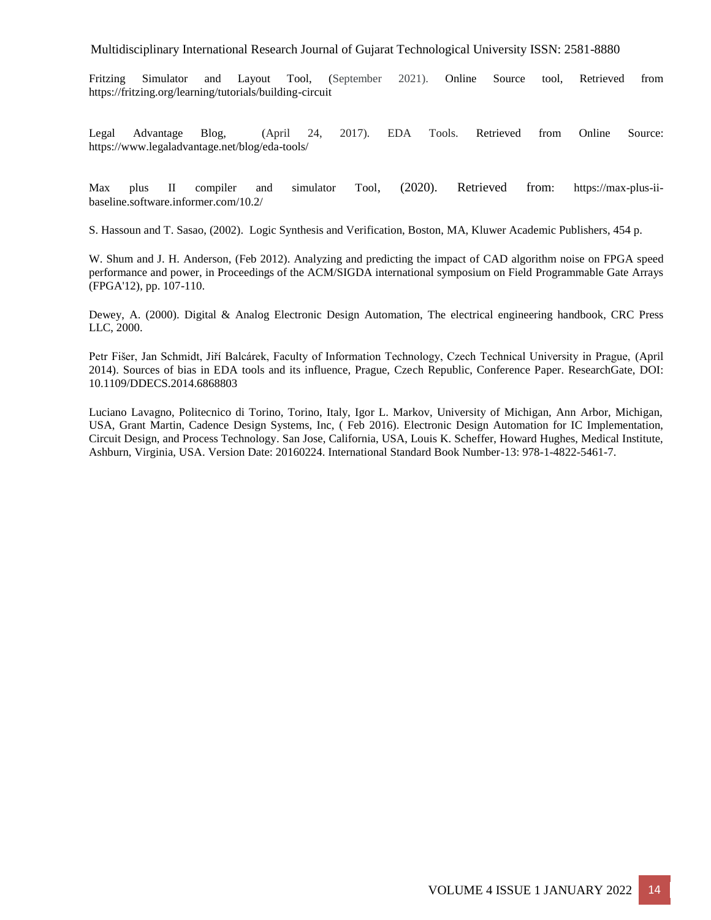Fritzing Simulator and Layout Tool, (September 2021). Online Source tool, Retrieved from https://fritzing.org/learning/tutorials/building-circuit

Legal Advantage Blog, (April 24, 2017). EDA Tools. Retrieved from Online Source: https://www.legaladvantage.net/blog/eda-tools/

Max plus II compiler and simulator Tool, (2020). Retrieved from: https://max-plus-ii-baseline.software.informer.com/10.2/

S. Hassoun and T. Sasao, (2002). Logic Synthesis and Verification, Boston, MA, Kluwer Academic Publishers, 454 p.

W. Shum and J. H. Anderson, (Feb 2012). Analyzing and predicting the impact of CAD algorithm noise on FPGA speed performance and power, in Proceedings of the ACM/SIGDA international symposium on Field Programmable Gate Arrays (FPGA'12), pp. 107-110.

Dewey, A. (2000). Digital & Analog Electronic Design Automation, The electrical engineering handbook, CRC Press LLC, 2000.

Petr Fišer, Jan Schmidt, Jiří Balcárek, Faculty of Information Technology, Czech Technical University in Prague, (April 2014). Sources of bias in EDA tools and its influence, Prague, Czech Republic, Conference Paper. ResearchGate, DOI: 10.1109/DDECS.2014.6868803

Luciano Lavagno, Politecnico di Torino, Torino, Italy, Igor L. Markov, University of Michigan, Ann Arbor, Michigan, USA, Grant Martin, Cadence Design Systems, Inc, ( Feb 2016). Electronic Design Automation for IC Implementation, Circuit Design, and Process Technology. San Jose, California, USA, Louis K. Scheffer, Howard Hughes, Medical Institute, Ashburn, Virginia, USA. Version Date: 20160224. International Standard Book Number-13: 978-1-4822-5461-7.